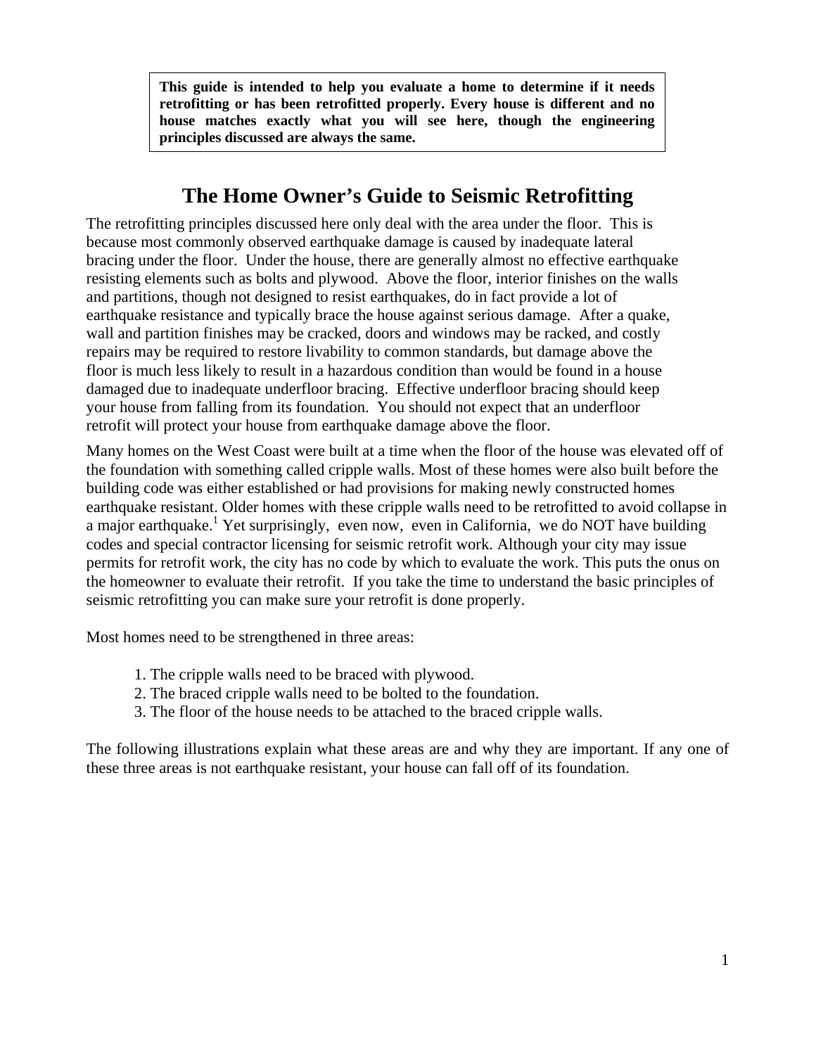**This guide is intended to help you evaluate a home to determine if it needs retrofitting or has been retrofitted properly. Every house is different and no house matches exactly what you will see here, though the engineering principles discussed are always the same.**

# The Home Owner's Guide to Seismic Retrofitting

The retrofitting principles discussed here only deal with the area under the floor. This is because most commonly observed earthquake damage is caused by inadequate lateral bracing under the floor. Under the house, there are generally almost no effective earthquake resisting elements such as bolts and plywood. Above the floor, interior finishes on the walls and partitions, though not designed to resist earthquakes, do in fact provide a lot of earthquake resistance and typically brace the house against serious damage. After a quake, wall and partition finishes may be cracked, doors and windows may be racked, and costly repairs may be required to restore livability to common standards, but damage above the floor is much less likely to result in a hazardous condition than would be found in a house damaged due to inadequate underfloor bracing. Effective underfloor bracing should keep your house from falling from its foundation. You should not expect that an underfloor retrofit will protect your house from earthquake damage above the floor.

Many homes on the West Coast were built at a time when the floor of the house was elevated off of the foundation with something called cripple walls. Most of these homes were also built before the building code was either established or had provisions for making newly constructed homes earthquake resistant. Older homes with these cripple walls need to be retrofitted to avoid collapse in a major earthquake.[1] Yet surprisingly, even now, even in California, we do NOT have building codes and special contractor licensing for seismic retrofit work. Although your city may issue permits for retrofit work, the city has no code by which to evaluate the work. This puts the onus on the homeowner to evaluate their retrofit. If you take the time to understand the basic principles of seismic retrofitting you can make sure your retrofit is done properly.

Most homes need to be strengthened in three areas:

1. The cripple walls need to be braced with plywood.
2. The braced cripple walls need to be bolted to the foundation.
3. The floor of the house needs to be attached to the braced cripple walls.

The following illustrations explain what these areas are and why they are important. If any one of these three areas is not earthquake resistant, your house can fall off of its foundation.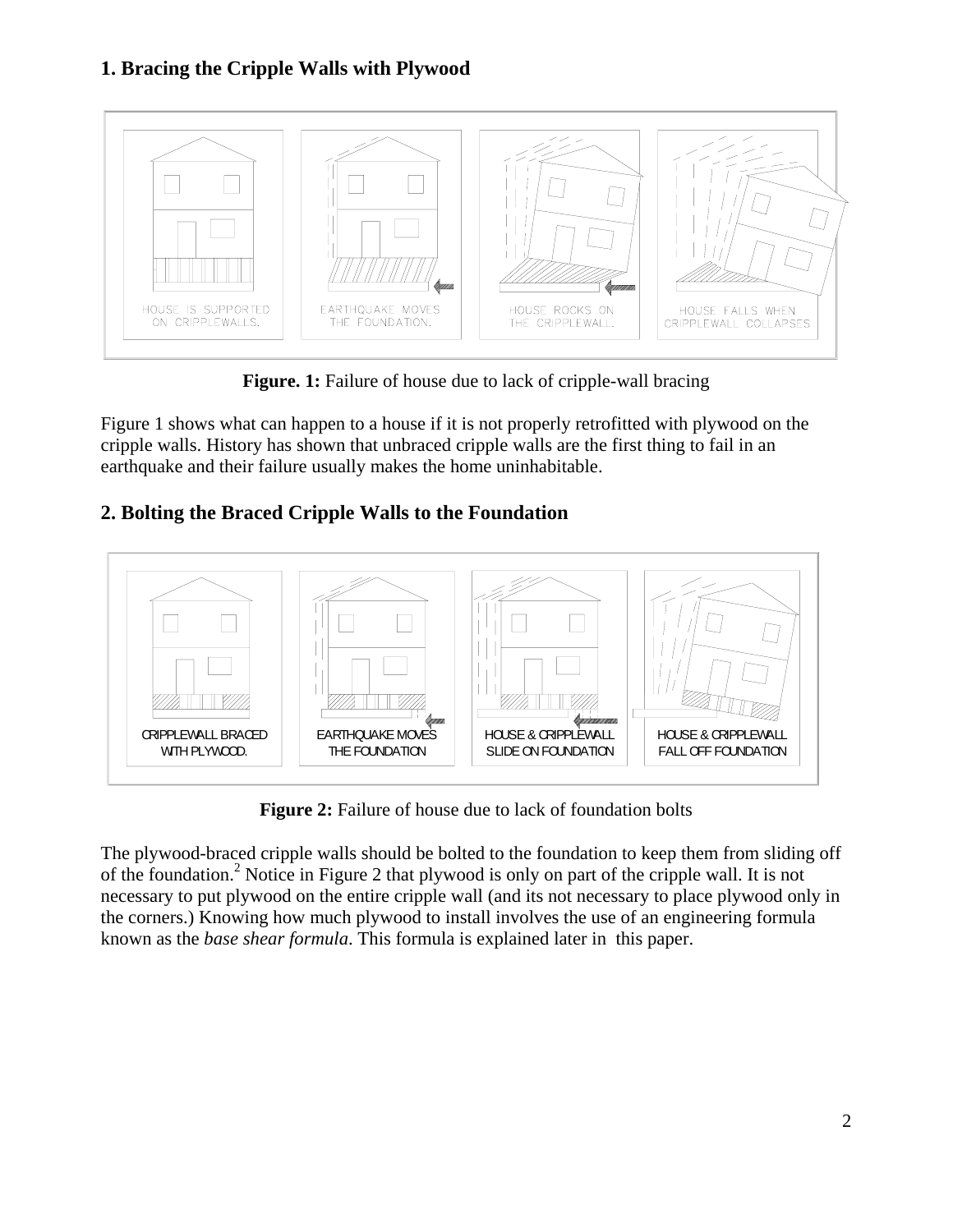## 1. Bracing the Cripple Walls with Plywood

HOUSE IS SUPPORTED ON CRIPPLEWALLS. | EARTHQUAKE MOVES THE FOUNDATION. | HOUSE ROCKS ON THE CRIPPLEWALL. | HOUSE FALLS WHEN CRIPPLEWALL COLLAPSES

**Figure. 1:** Failure of house due to lack of cripple-wall bracing

Figure 1 shows what can happen to a house if it is not properly retrofitted with plywood on the cripple walls. History has shown that unbraced cripple walls are the first thing to fail in an earthquake and their failure usually makes the home uninhabitable.

## 2. Bolting the Braced Cripple Walls to the Foundation

CRIPPLEWALL BRACED WITH PLYWOOD. | EARTHQUAKE MOVES THE FOUNDATION | HOUSE & CRIPPLEWALL SLIDE ON FOUNDATION | HOUSE & CRIPPLEWALL FALL OFF FOUNDATION

**Figure 2:** Failure of house due to lack of foundation bolts

The plywood-braced cripple walls should be bolted to the foundation to keep them from sliding off of the foundation.[2] Notice in Figure 2 that plywood is only on part of the cripple wall. It is not necessary to put plywood on the entire cripple wall (and its not necessary to place plywood only in the corners.) Knowing how much plywood to install involves the use of an engineering formula known as the *base shear formula*. This formula is explained later in this paper.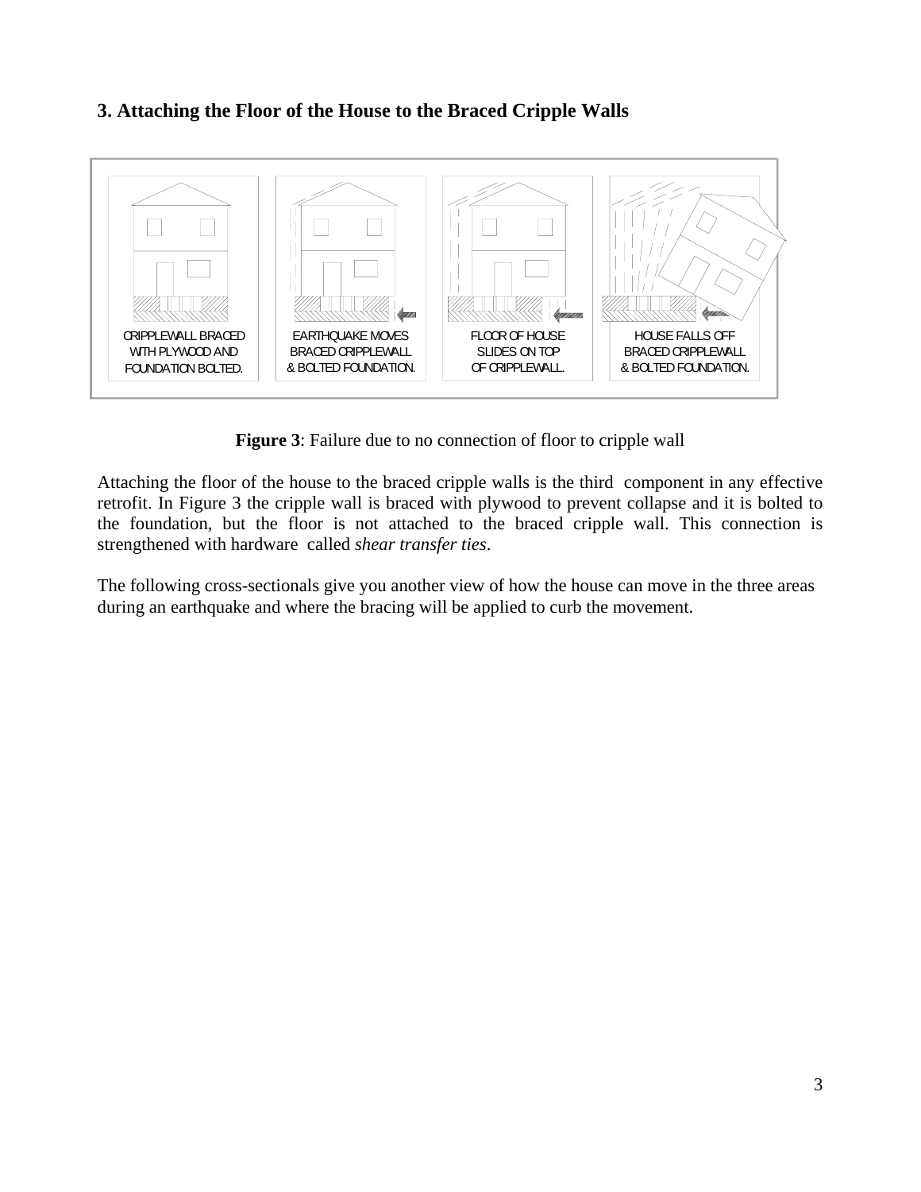### 3. Attaching the Floor of the House to the Braced Cripple Walls

CRIPPLEWALL BRACED WITH PLYWOOD AND FOUNDATION BOLTED.

EARTHQUAKE MOVES BRACED CRIPPLEWALL & BOLTED FOUNDATION.

FLOOR OF HOUSE SLIDES ON TOP OF CRIPPLEWALL.

HOUSE FALLS OFF BRACED CRIPPLEWALL & BOLTED FOUNDATION.

**Figure 3**: Failure due to no connection of floor to cripple wall

Attaching the floor of the house to the braced cripple walls is the third component in any effective retrofit. In Figure 3 the cripple wall is braced with plywood to prevent collapse and it is bolted to the foundation, but the floor is not attached to the braced cripple wall. This connection is strengthened with hardware called *shear transfer ties*.

The following cross-sectionals give you another view of how the house can move in the three areas during an earthquake and where the bracing will be applied to curb the movement.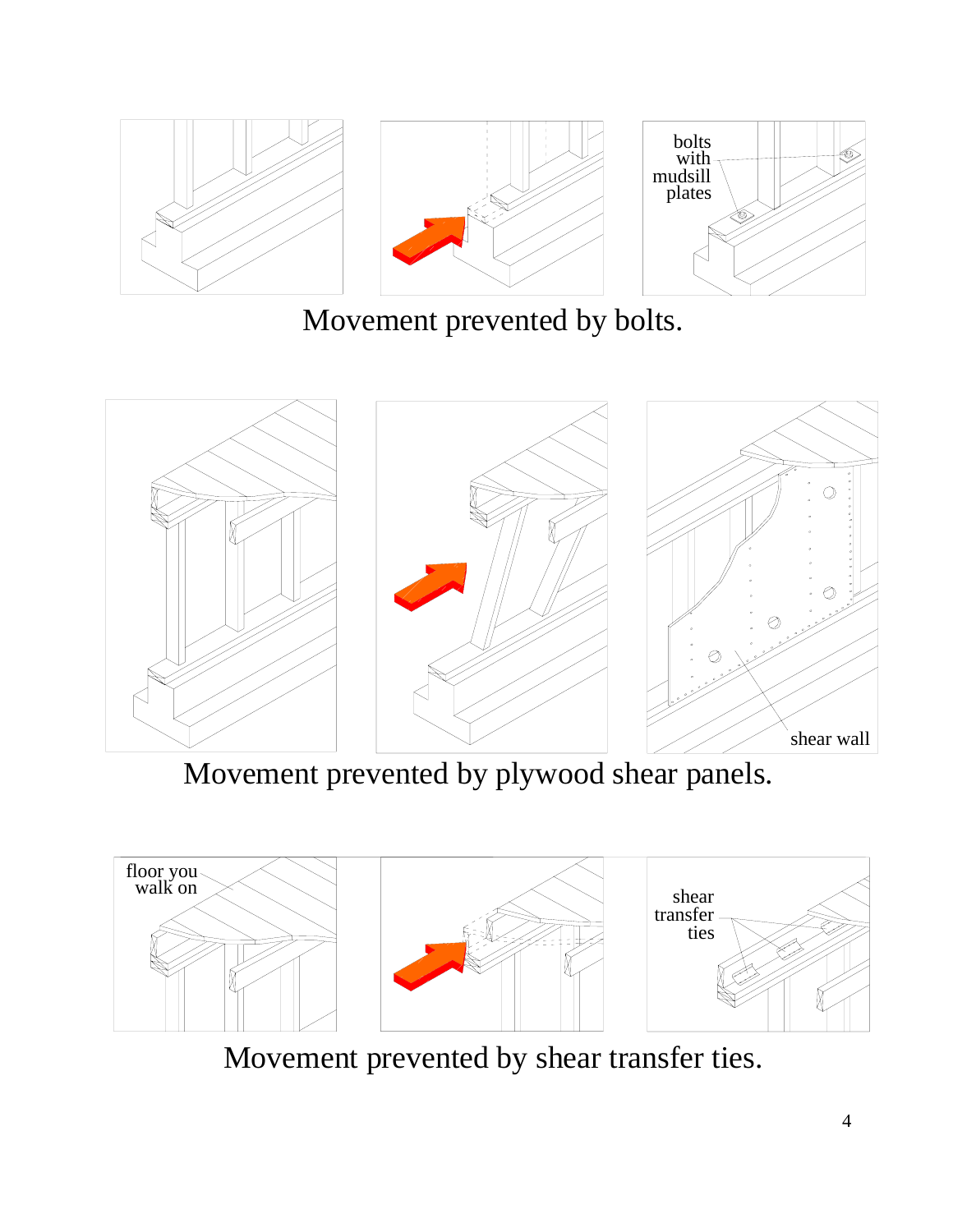bolts with mudsill plates

Movement prevented by bolts.

shear wall

Movement prevented by plywood shear panels.

floor you walk on

shear transfer ties

Movement prevented by shear transfer ties.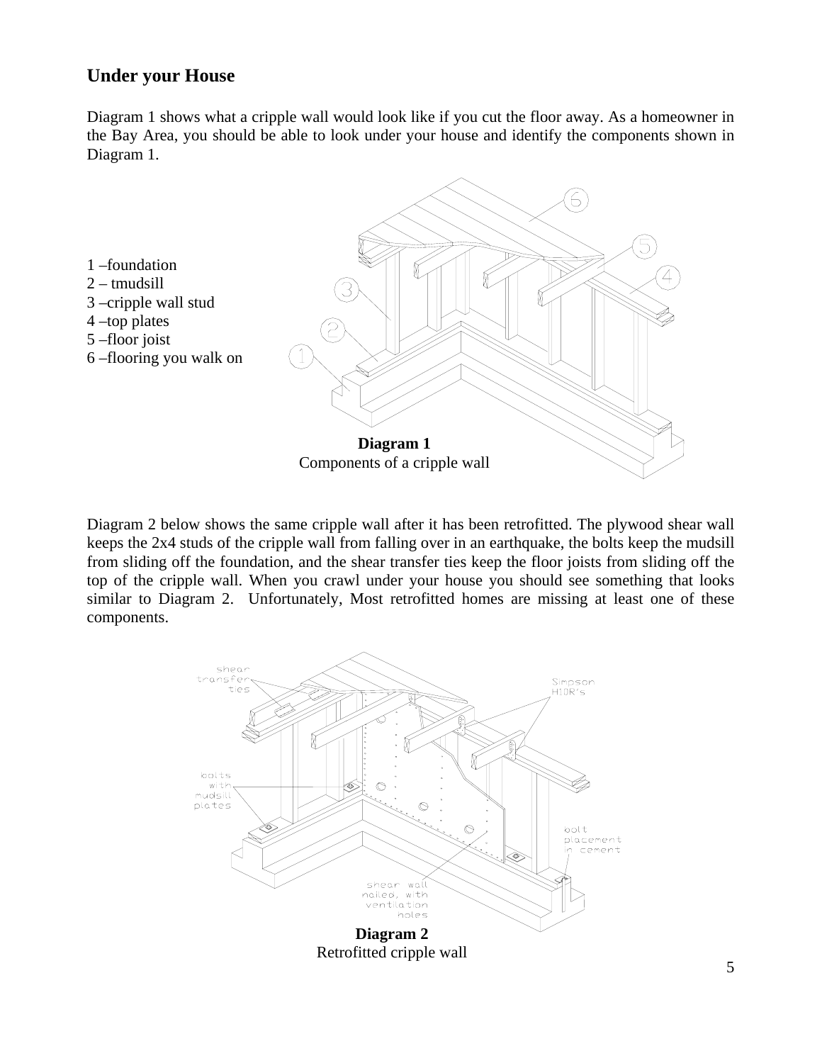## Under your House

Diagram 1 shows what a cripple wall would look like if you cut the floor away. As a homeowner in the Bay Area, you should be able to look under your house and identify the components shown in Diagram 1.

1 –foundation
2 – tmudsill
3 –cripple wall stud
4 –top plates
5 –floor joist
6 –flooring you walk on

**Diagram 1**
Components of a cripple wall

Diagram 2 below shows the same cripple wall after it has been retrofitted. The plywood shear wall keeps the 2x4 studs of the cripple wall from falling over in an earthquake, the bolts keep the mudsill from sliding off the foundation, and the shear transfer ties keep the floor joists from sliding off the top of the cripple wall. When you crawl under your house you should see something that looks similar to Diagram 2. Unfortunately, Most retrofitted homes are missing at least one of these components.

**Diagram 2**
Retrofitted cripple wall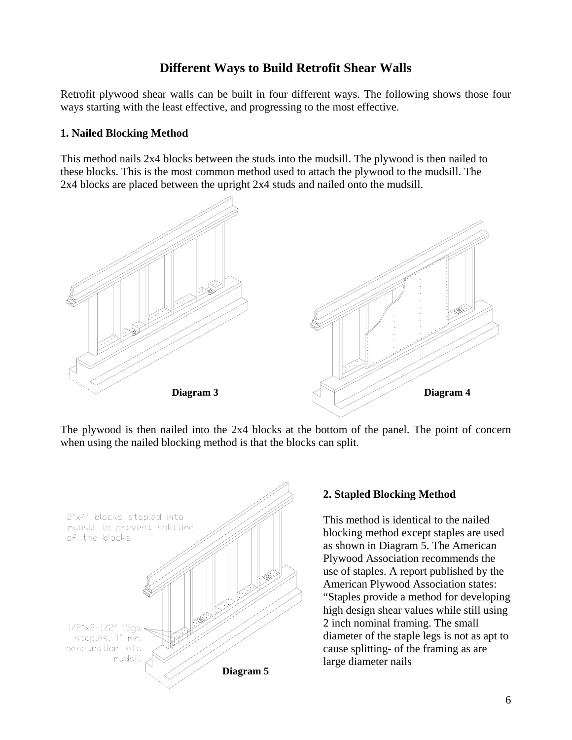## Different Ways to Build Retrofit Shear Walls

Retrofit plywood shear walls can be built in four different ways. The following shows those four ways starting with the least effective, and progressing to the most effective.

### 1. Nailed Blocking Method

This method nails 2x4 blocks between the studs into the mudsill. The plywood is then nailed to these blocks. This is the most common method used to attach the plywood to the mudsill. The 2x4 blocks are placed between the upright 2x4 studs and nailed onto the mudsill.

**Diagram 3**

**Diagram 4**

The plywood is then nailed into the 2x4 blocks at the bottom of the panel. The point of concern when using the nailed blocking method is that the blocks can split.

2"x4" blocks stapled into mudsill to prevent splitting of the blocks.

1/2"x2-1/2" 15ga staples, 1" min. penetration into mudsill

**Diagram 5**

### 2. Stapled Blocking Method

This method is identical to the nailed blocking method except staples are used as shown in Diagram 5. The American Plywood Association recommends the use of staples. A report published by the American Plywood Association states: "Staples provide a method for developing high design shear values while still using 2 inch nominal framing. The small diameter of the staple legs is not as apt to cause splitting- of the framing as are large diameter nails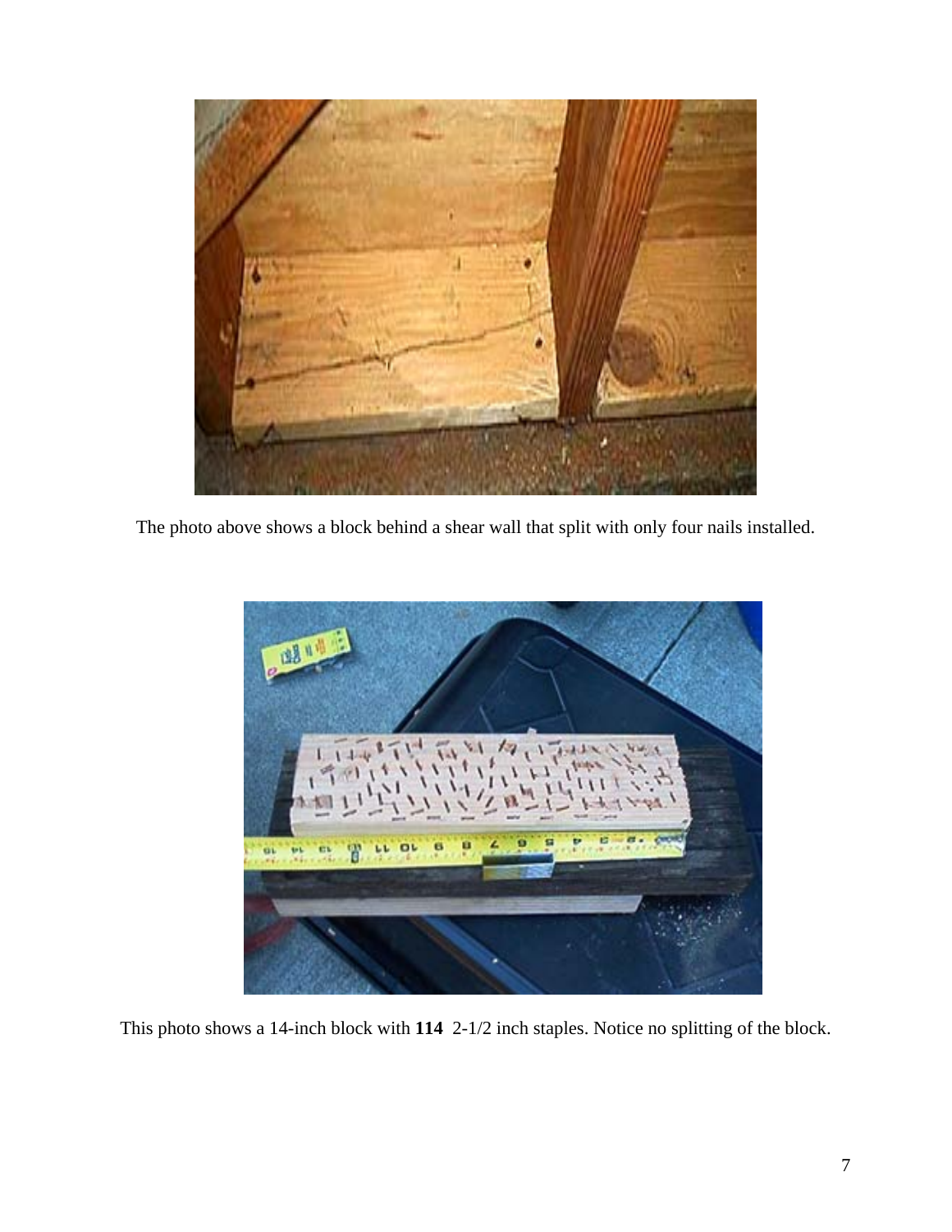The photo above shows a block behind a shear wall that split with only four nails installed.

This photo shows a 14-inch block with **114** 2-1/2 inch staples. Notice no splitting of the block.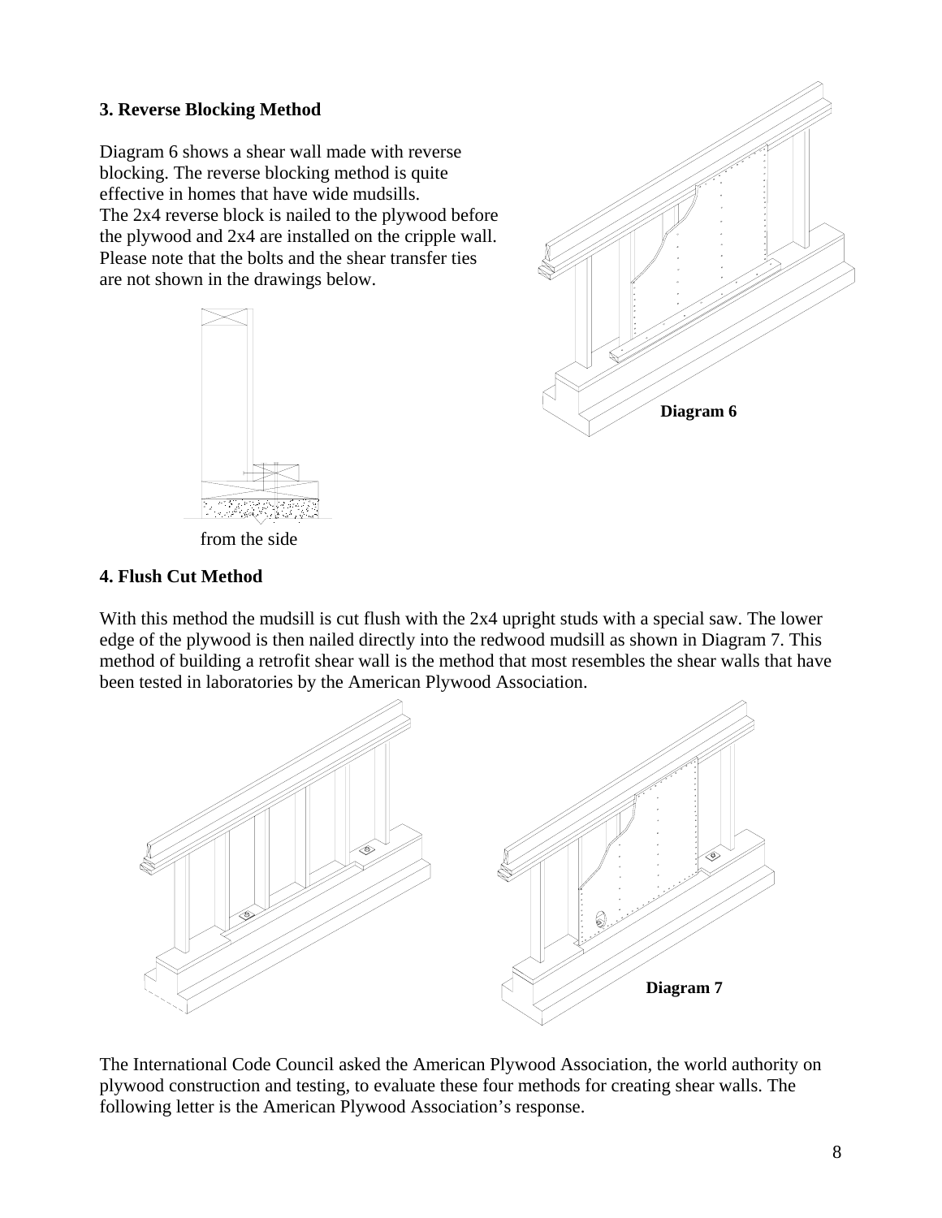### 3. Reverse Blocking Method

Diagram 6 shows a shear wall made with reverse blocking. The reverse blocking method is quite effective in homes that have wide mudsills. The 2x4 reverse block is nailed to the plywood before the plywood and 2x4 are installed on the cripple wall. Please note that the bolts and the shear transfer ties are not shown in the drawings below.

from the side

Diagram 6

### 4. Flush Cut Method

With this method the mudsill is cut flush with the 2x4 upright studs with a special saw. The lower edge of the plywood is then nailed directly into the redwood mudsill as shown in Diagram 7. This method of building a retrofit shear wall is the method that most resembles the shear walls that have been tested in laboratories by the American Plywood Association.

Diagram 7

The International Code Council asked the American Plywood Association, the world authority on plywood construction and testing, to evaluate these four methods for creating shear walls. The following letter is the American Plywood Association's response.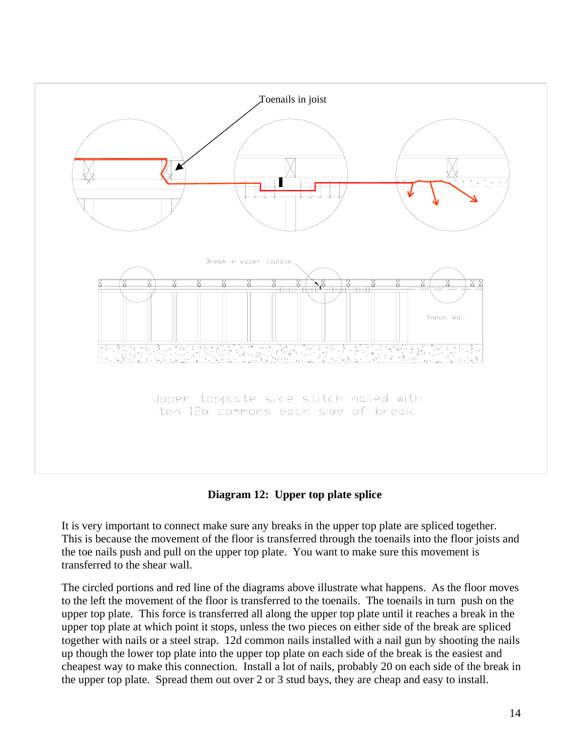Toenails in joist

Break in upper topIate

Shear Wall

Upper topplate slice stitch nailed with ten 12d commons each side of break.

**Diagram 12: Upper top plate splice**

It is very important to connect make sure any breaks in the upper top plate are spliced together. This is because the movement of the floor is transferred through the toenails into the floor joists and the toe nails push and pull on the upper top plate. You want to make sure this movement is transferred to the shear wall.

The circled portions and red line of the diagrams above illustrate what happens. As the floor moves to the left the movement of the floor is transferred to the toenails. The toenails in turn push on the upper top plate. This force is transferred all along the upper top plate until it reaches a break in the upper top plate at which point it stops, unless the two pieces on either side of the break are spliced together with nails or a steel strap. 12d common nails installed with a nail gun by shooting the nails up though the lower top plate into the upper top plate on each side of the break is the easiest and cheapest way to make this connection. Install a lot of nails, probably 20 on each side of the break in the upper top plate. Spread them out over 2 or 3 stud bays, they are cheap and easy to install.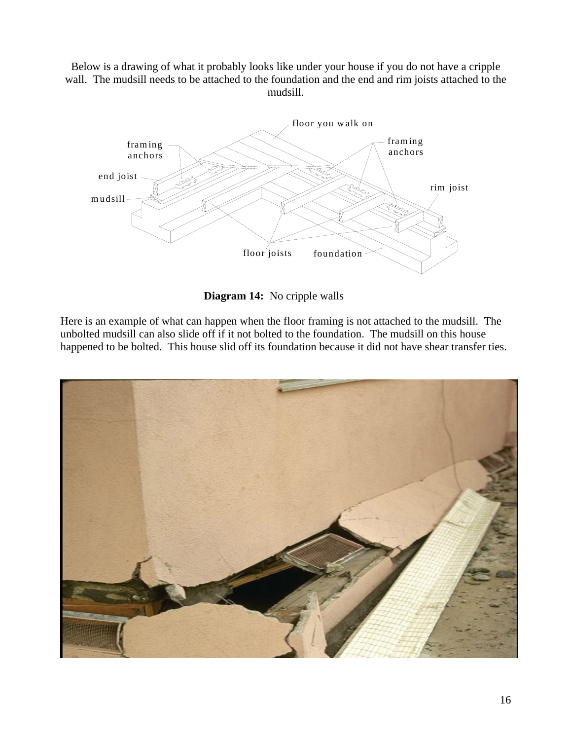Below is a drawing of what it probably looks like under your house if you do not have a cripple wall. The mudsill needs to be attached to the foundation and the end and rim joists attached to the mudsill.

**Diagram 14:** No cripple walls

Here is an example of what can happen when the floor framing is not attached to the mudsill. The unbolted mudsill can also slide off if it not bolted to the foundation. The mudsill on this house happened to be bolted. This house slid off its foundation because it did not have shear transfer ties.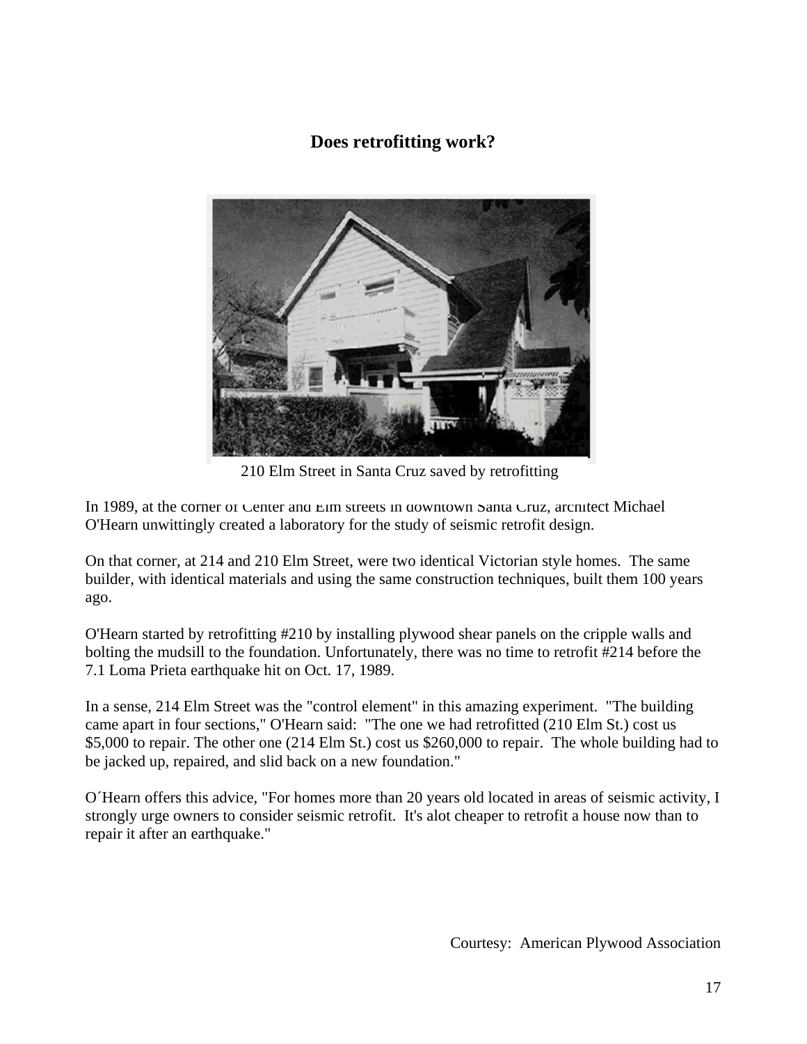## Does retrofitting work?

210 Elm Street in Santa Cruz saved by retrofitting

In 1989, at the corner of Center and Elm streets in downtown Santa Cruz, architect Michael O'Hearn unwittingly created a laboratory for the study of seismic retrofit design.

On that corner, at 214 and 210 Elm Street, were two identical Victorian style homes. The same builder, with identical materials and using the same construction techniques, built them 100 years ago.

O'Hearn started by retrofitting #210 by installing plywood shear panels on the cripple walls and bolting the mudsill to the foundation. Unfortunately, there was no time to retrofit #214 before the 7.1 Loma Prieta earthquake hit on Oct. 17, 1989.

In a sense, 214 Elm Street was the "control element" in this amazing experiment. "The building came apart in four sections," O'Hearn said: "The one we had retrofitted (210 Elm St.) cost us $5,000 to repair. The other one (214 Elm St.) cost us $260,000 to repair. The whole building had to be jacked up, repaired, and slid back on a new foundation."

O´Hearn offers this advice, "For homes more than 20 years old located in areas of seismic activity, I strongly urge owners to consider seismic retrofit. It's alot cheaper to retrofit a house now than to repair it after an earthquake."

Courtesy: American Plywood Association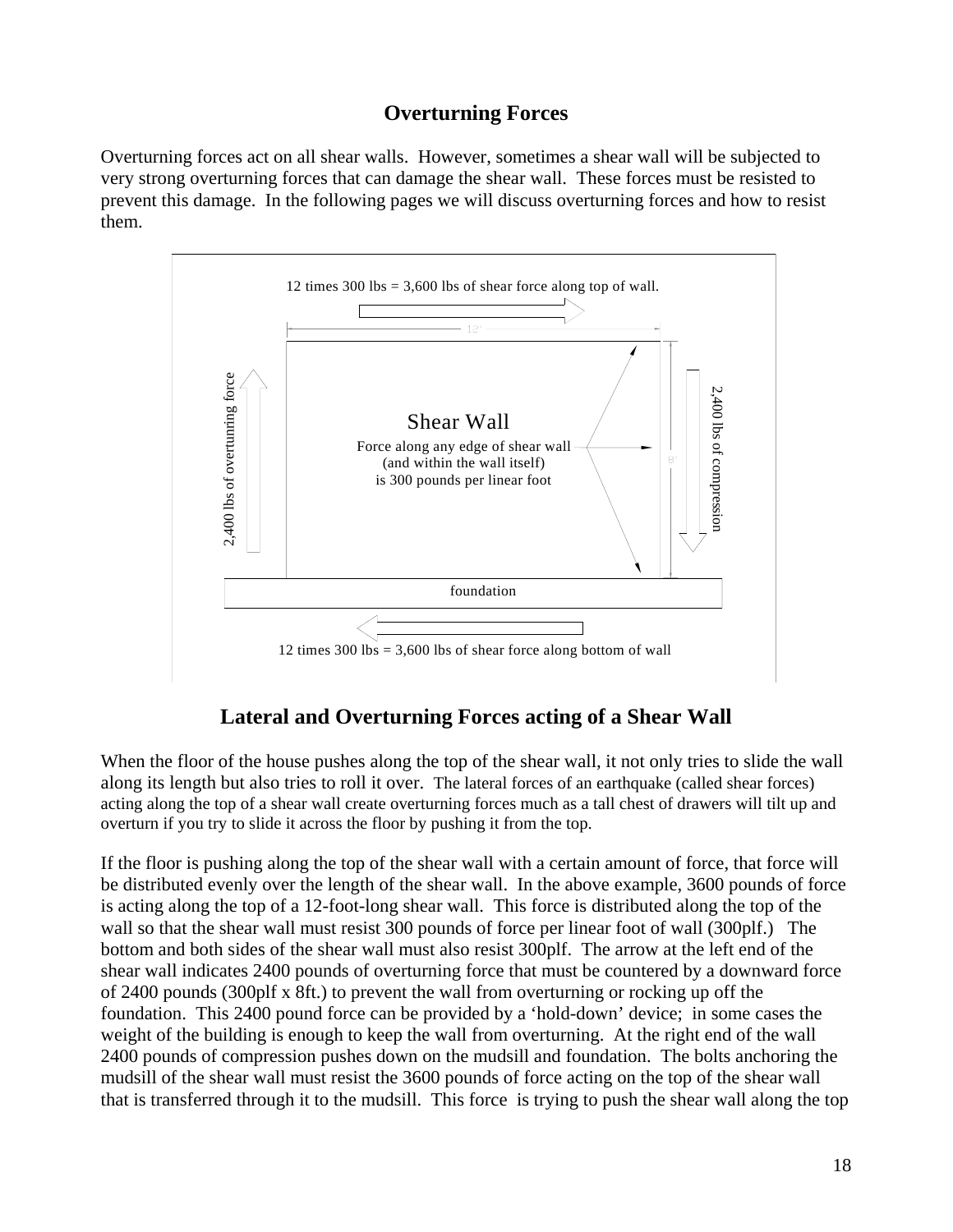## Overturning Forces

Overturning forces act on all shear walls. However, sometimes a shear wall will be subjected to very strong overturning forces that can damage the shear wall. These forces must be resisted to prevent this damage. In the following pages we will discuss overturning forces and how to resist them.

12 times 300 lbs = 3,600 lbs of shear force along top of wall.

12'

2,400 lbs of overturning force

Shear Wall

Force along any edge of shear wall (and within the wall itself) is 300 pounds per linear foot

8'

2,400 lbs of compression

foundation

12 times 300 lbs = 3,600 lbs of shear force along bottom of wall

### Lateral and Overturning Forces acting of a Shear Wall

When the floor of the house pushes along the top of the shear wall, it not only tries to slide the wall along its length but also tries to roll it over. The lateral forces of an earthquake (called shear forces) acting along the top of a shear wall create overturning forces much as a tall chest of drawers will tilt up and overturn if you try to slide it across the floor by pushing it from the top.

If the floor is pushing along the top of the shear wall with a certain amount of force, that force will be distributed evenly over the length of the shear wall. In the above example, 3600 pounds of force is acting along the top of a 12-foot-long shear wall. This force is distributed along the top of the wall so that the shear wall must resist 300 pounds of force per linear foot of wall (300plf.) The bottom and both sides of the shear wall must also resist 300plf. The arrow at the left end of the shear wall indicates 2400 pounds of overturning force that must be countered by a downward force of 2400 pounds (300plf x 8ft.) to prevent the wall from overturning or rocking up off the foundation. This 2400 pound force can be provided by a 'hold-down' device; in some cases the weight of the building is enough to keep the wall from overturning. At the right end of the wall 2400 pounds of compression pushes down on the mudsill and foundation. The bolts anchoring the mudsill of the shear wall must resist the 3600 pounds of force acting on the top of the shear wall that is transferred through it to the mudsill. This force is trying to push the shear wall along the top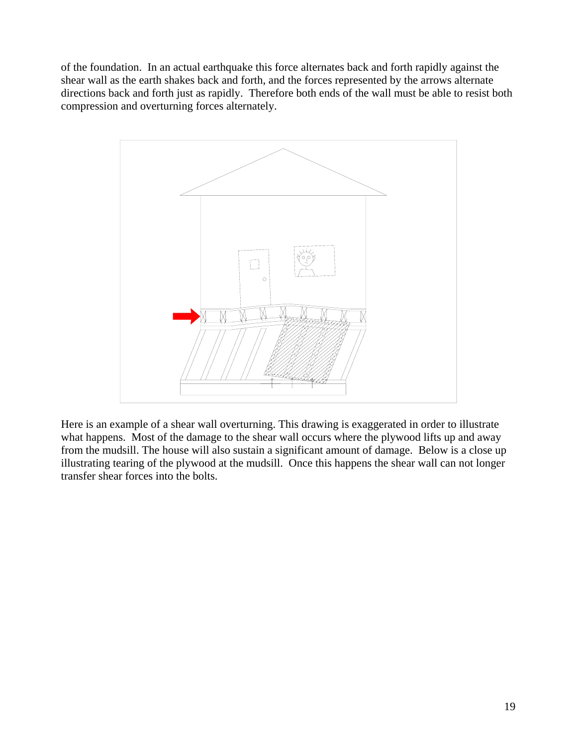of the foundation. In an actual earthquake this force alternates back and forth rapidly against the shear wall as the earth shakes back and forth, and the forces represented by the arrows alternate directions back and forth just as rapidly. Therefore both ends of the wall must be able to resist both compression and overturning forces alternately.

Here is an example of a shear wall overturning. This drawing is exaggerated in order to illustrate what happens. Most of the damage to the shear wall occurs where the plywood lifts up and away from the mudsill. The house will also sustain a significant amount of damage. Below is a close up illustrating tearing of the plywood at the mudsill. Once this happens the shear wall can not longer transfer shear forces into the bolts.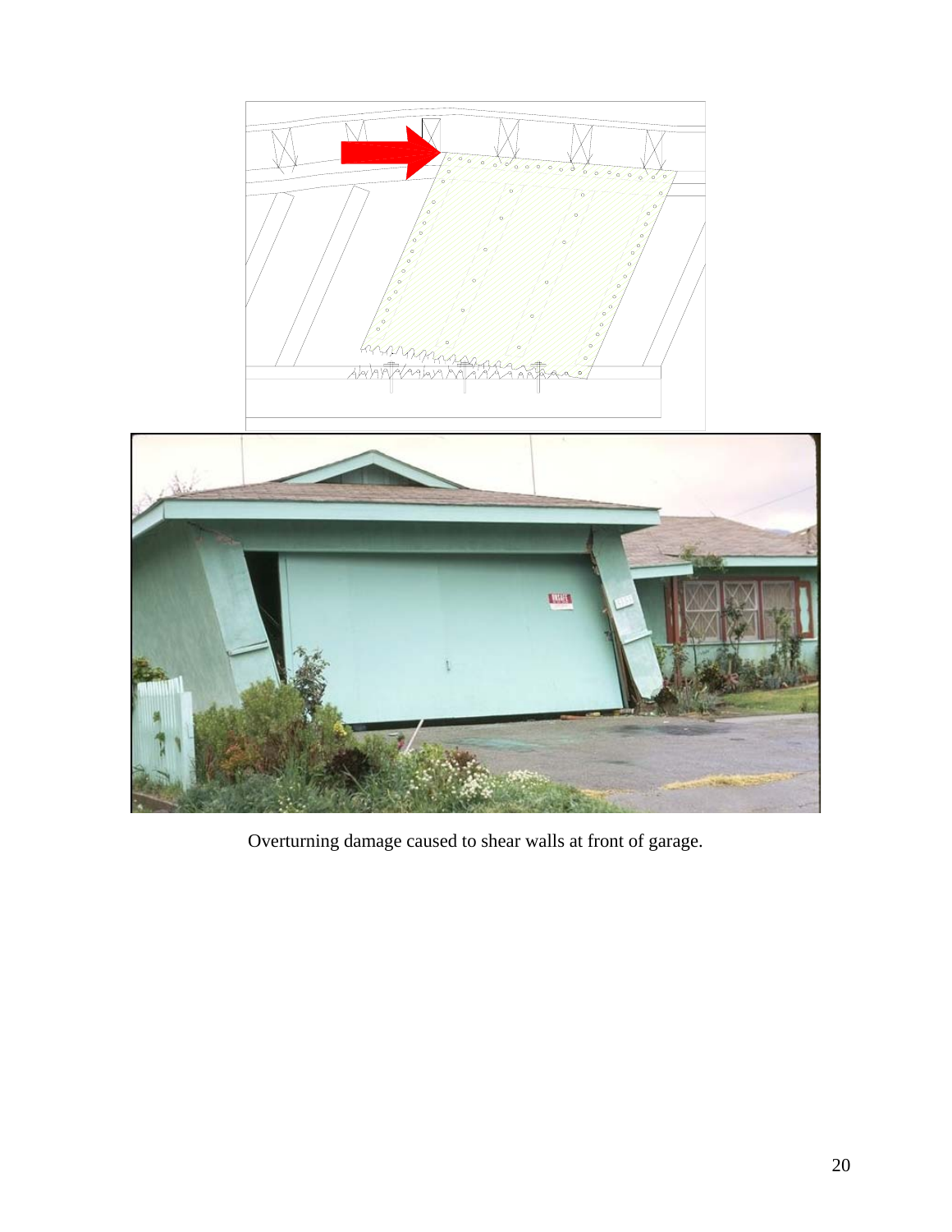Overturning damage caused to shear walls at front of garage.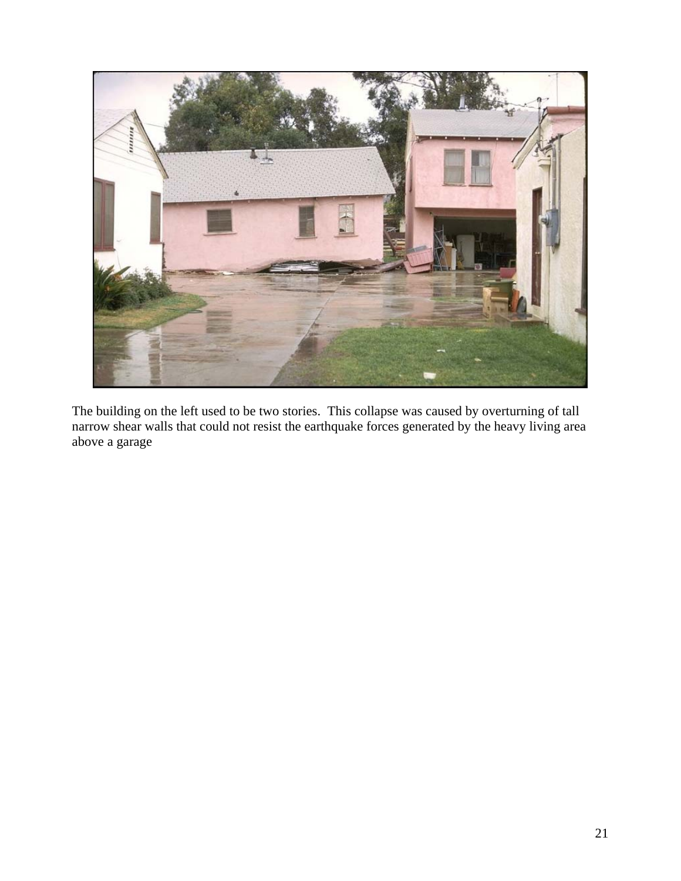The building on the left used to be two stories. This collapse was caused by overturning of tall narrow shear walls that could not resist the earthquake forces generated by the heavy living area above a garage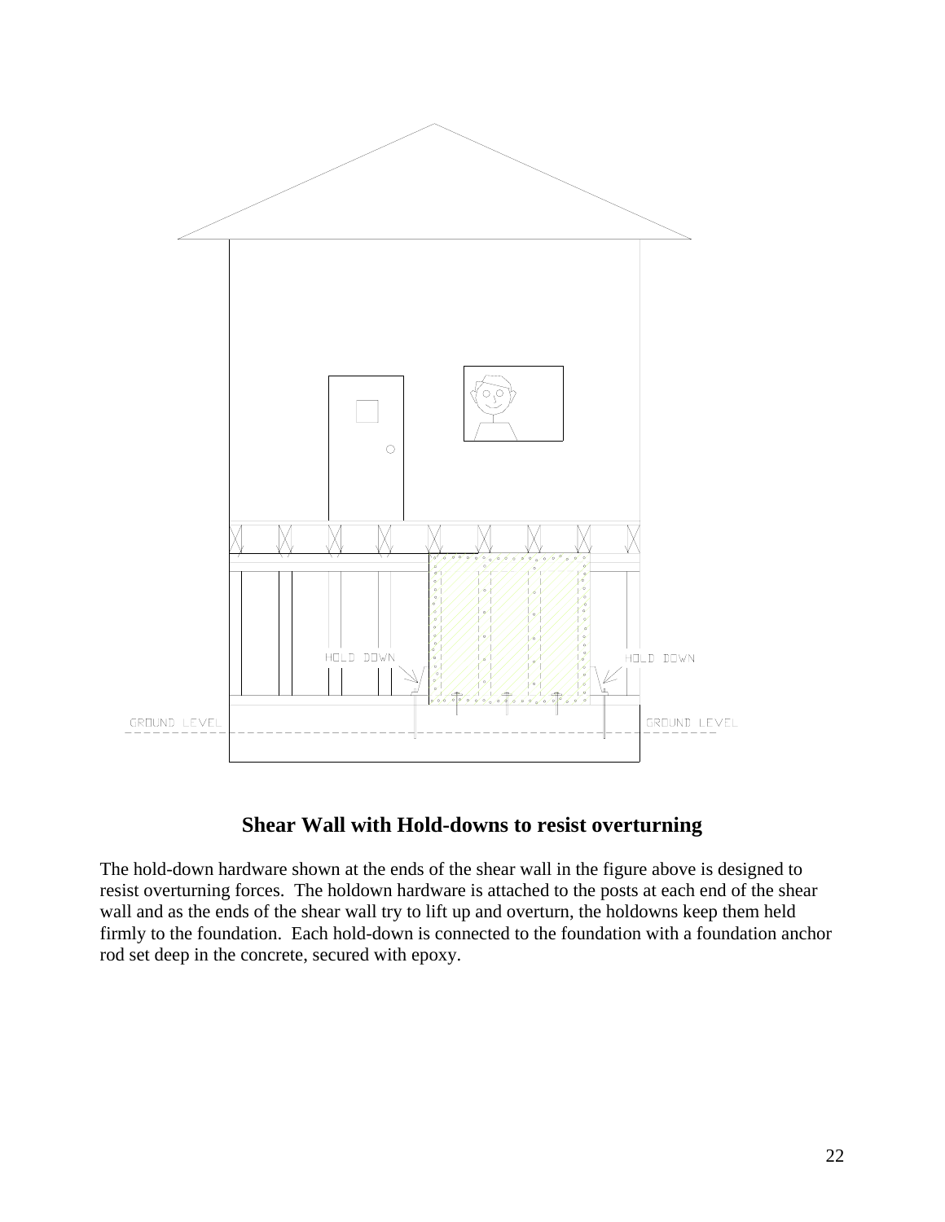## Shear Wall with Hold-downs to resist overturning

The hold-down hardware shown at the ends of the shear wall in the figure above is designed to resist overturning forces. The holdown hardware is attached to the posts at each end of the shear wall and as the ends of the shear wall try to lift up and overturn, the holdowns keep them held firmly to the foundation. Each hold-down is connected to the foundation with a foundation anchor rod set deep in the concrete, secured with epoxy.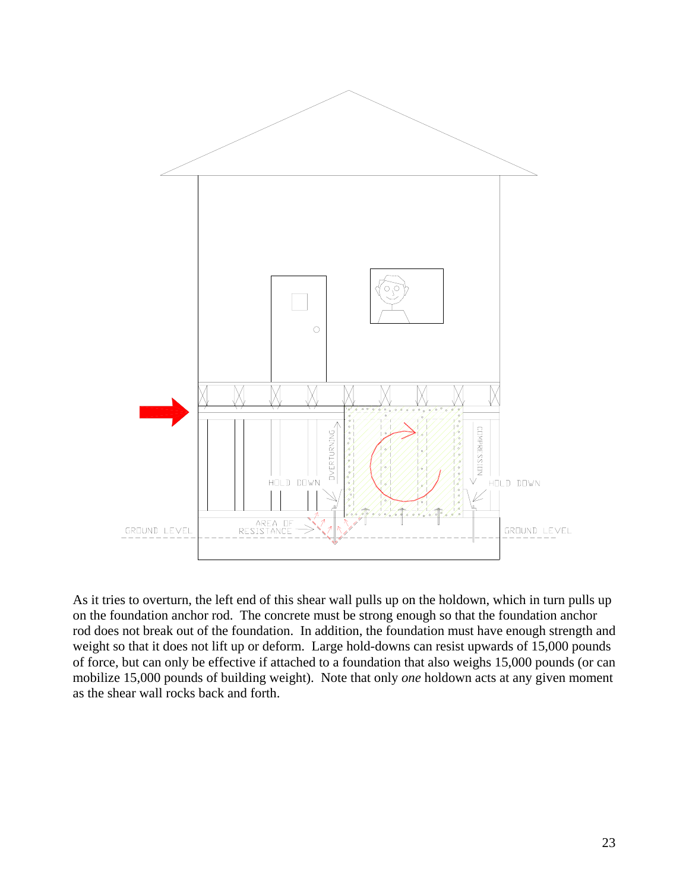As it tries to overturn, the left end of this shear wall pulls up on the holdown, which in turn pulls up on the foundation anchor rod. The concrete must be strong enough so that the foundation anchor rod does not break out of the foundation. In addition, the foundation must have enough strength and weight so that it does not lift up or deform. Large hold-downs can resist upwards of 15,000 pounds of force, but can only be effective if attached to a foundation that also weighs 15,000 pounds (or can mobilize 15,000 pounds of building weight). Note that only *one* holdown acts at any given moment as the shear wall rocks back and forth.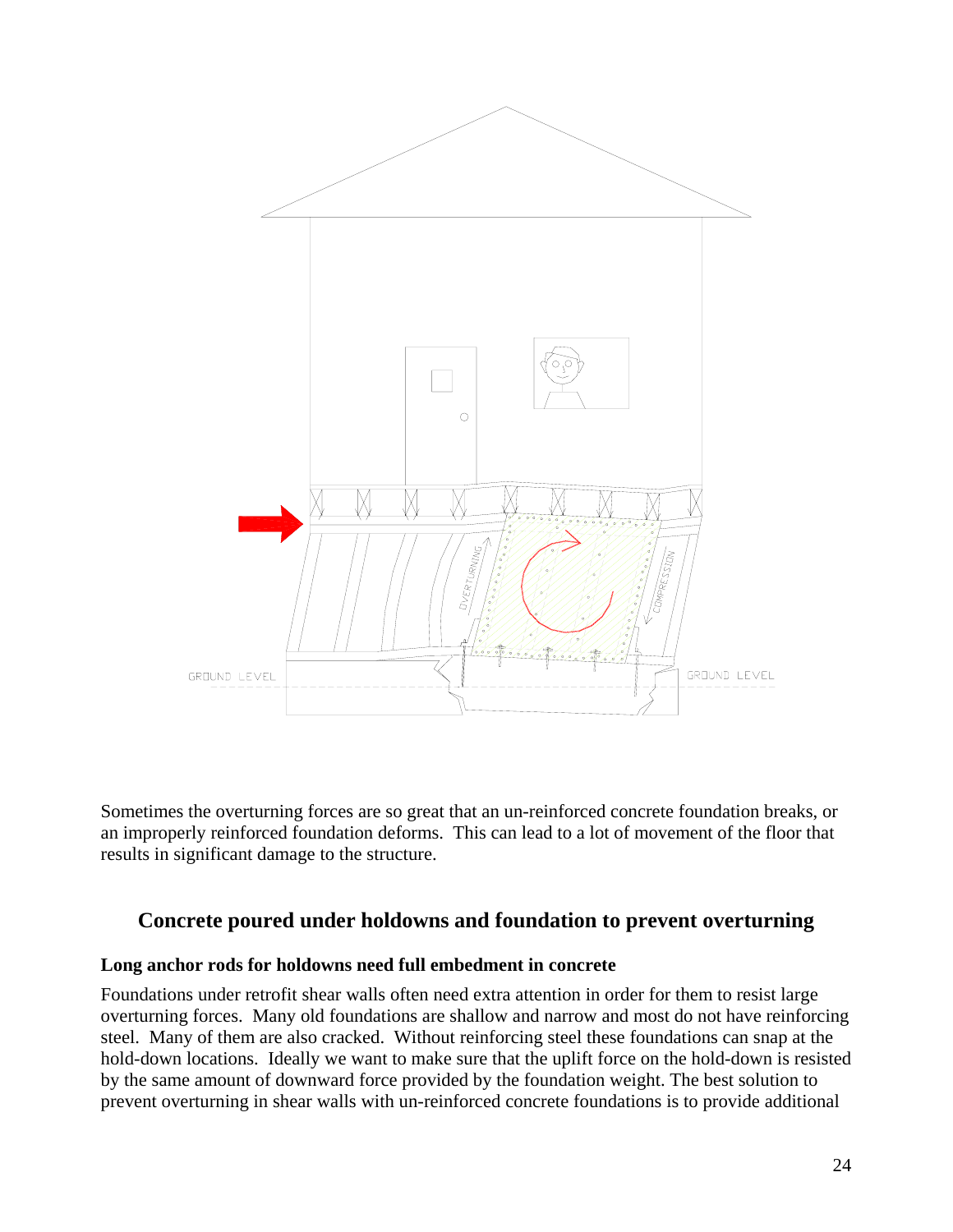Sometimes the overturning forces are so great that an un-reinforced concrete foundation breaks, or an improperly reinforced foundation deforms. This can lead to a lot of movement of the floor that results in significant damage to the structure.

## Concrete poured under holdowns and foundation to prevent overturning

**Long anchor rods for holdowns need full embedment in concrete**

Foundations under retrofit shear walls often need extra attention in order for them to resist large overturning forces. Many old foundations are shallow and narrow and most do not have reinforcing steel. Many of them are also cracked. Without reinforcing steel these foundations can snap at the hold-down locations. Ideally we want to make sure that the uplift force on the hold-down is resisted by the same amount of downward force provided by the foundation weight. The best solution to prevent overturning in shear walls with un-reinforced concrete foundations is to provide additional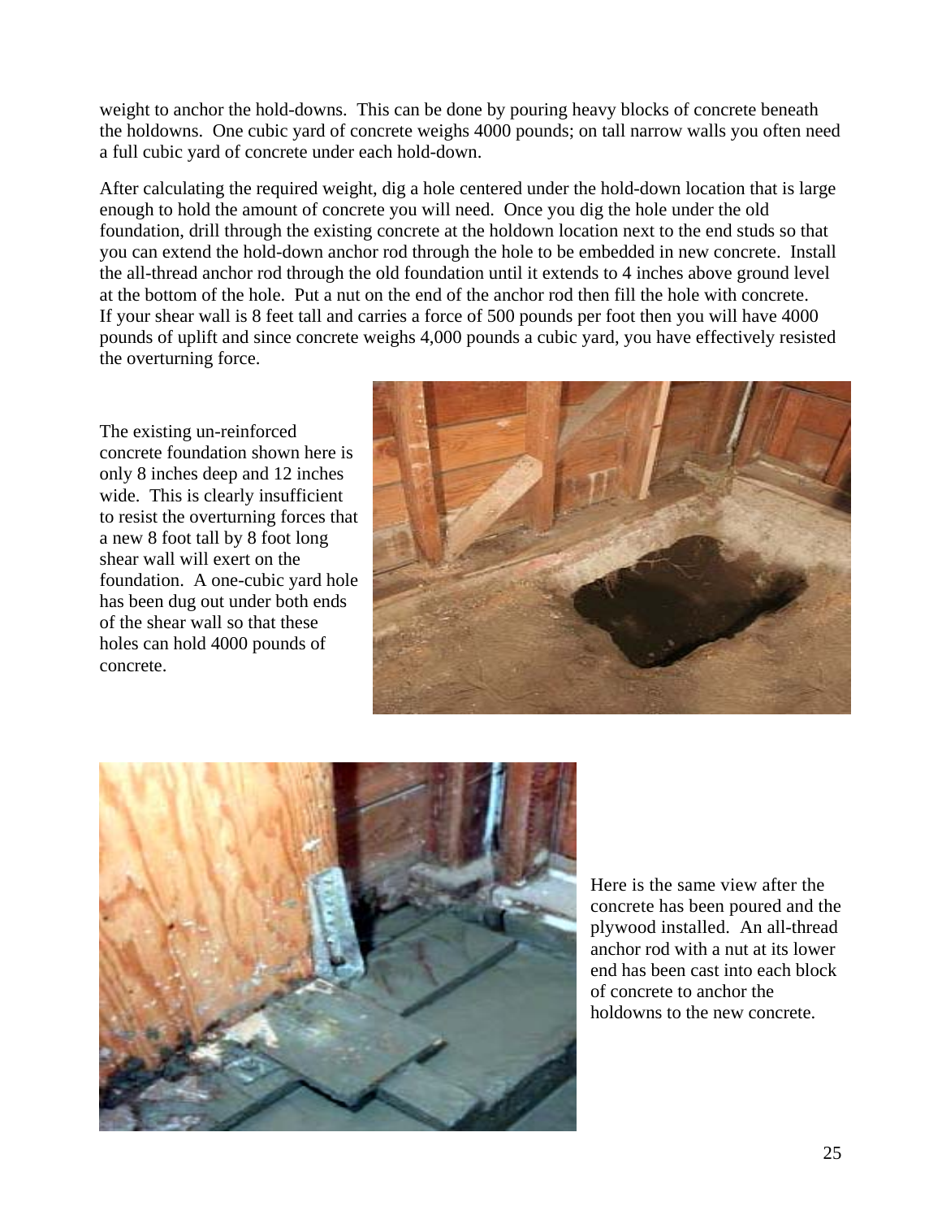weight to anchor the hold-downs. This can be done by pouring heavy blocks of concrete beneath the holdowns. One cubic yard of concrete weighs 4000 pounds; on tall narrow walls you often need a full cubic yard of concrete under each hold-down.

After calculating the required weight, dig a hole centered under the hold-down location that is large enough to hold the amount of concrete you will need. Once you dig the hole under the old foundation, drill through the existing concrete at the holdown location next to the end studs so that you can extend the hold-down anchor rod through the hole to be embedded in new concrete. Install the all-thread anchor rod through the old foundation until it extends to 4 inches above ground level at the bottom of the hole. Put a nut on the end of the anchor rod then fill the hole with concrete. If your shear wall is 8 feet tall and carries a force of 500 pounds per foot then you will have 4000 pounds of uplift and since concrete weighs 4,000 pounds a cubic yard, you have effectively resisted the overturning force.

The existing un-reinforced concrete foundation shown here is only 8 inches deep and 12 inches wide. This is clearly insufficient to resist the overturning forces that a new 8 foot tall by 8 foot long shear wall will exert on the foundation. A one-cubic yard hole has been dug out under both ends of the shear wall so that these holes can hold 4000 pounds of concrete.

Here is the same view after the concrete has been poured and the plywood installed. An all-thread anchor rod with a nut at its lower end has been cast into each block of concrete to anchor the holdowns to the new concrete.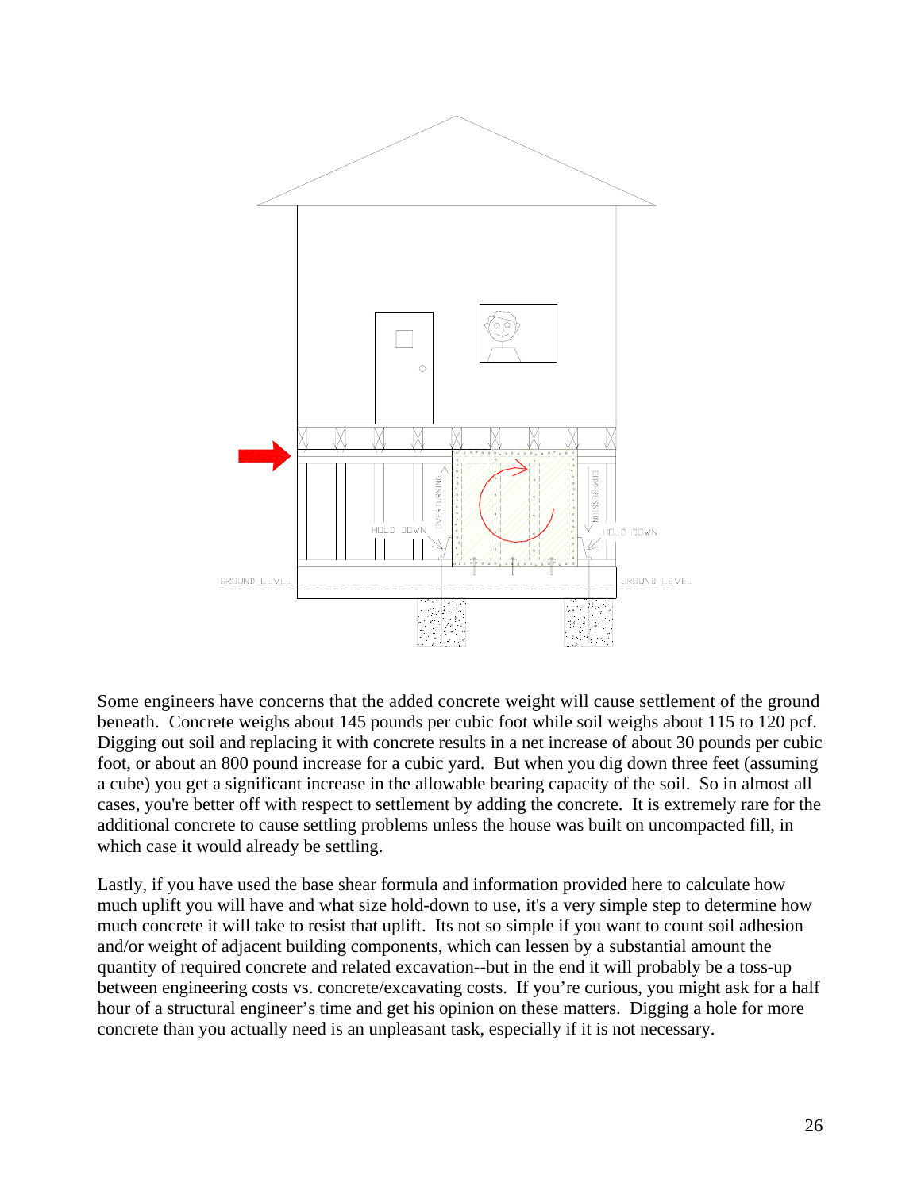Some engineers have concerns that the added concrete weight will cause settlement of the ground beneath. Concrete weighs about 145 pounds per cubic foot while soil weighs about 115 to 120 pcf. Digging out soil and replacing it with concrete results in a net increase of about 30 pounds per cubic foot, or about an 800 pound increase for a cubic yard. But when you dig down three feet (assuming a cube) you get a significant increase in the allowable bearing capacity of the soil. So in almost all cases, you're better off with respect to settlement by adding the concrete. It is extremely rare for the additional concrete to cause settling problems unless the house was built on uncompacted fill, in which case it would already be settling.

Lastly, if you have used the base shear formula and information provided here to calculate how much uplift you will have and what size hold-down to use, it's a very simple step to determine how much concrete it will take to resist that uplift. Its not so simple if you want to count soil adhesion and/or weight of adjacent building components, which can lessen by a substantial amount the quantity of required concrete and related excavation--but in the end it will probably be a toss-up between engineering costs vs. concrete/excavating costs. If you're curious, you might ask for a half hour of a structural engineer's time and get his opinion on these matters. Digging a hole for more concrete than you actually need is an unpleasant task, especially if it is not necessary.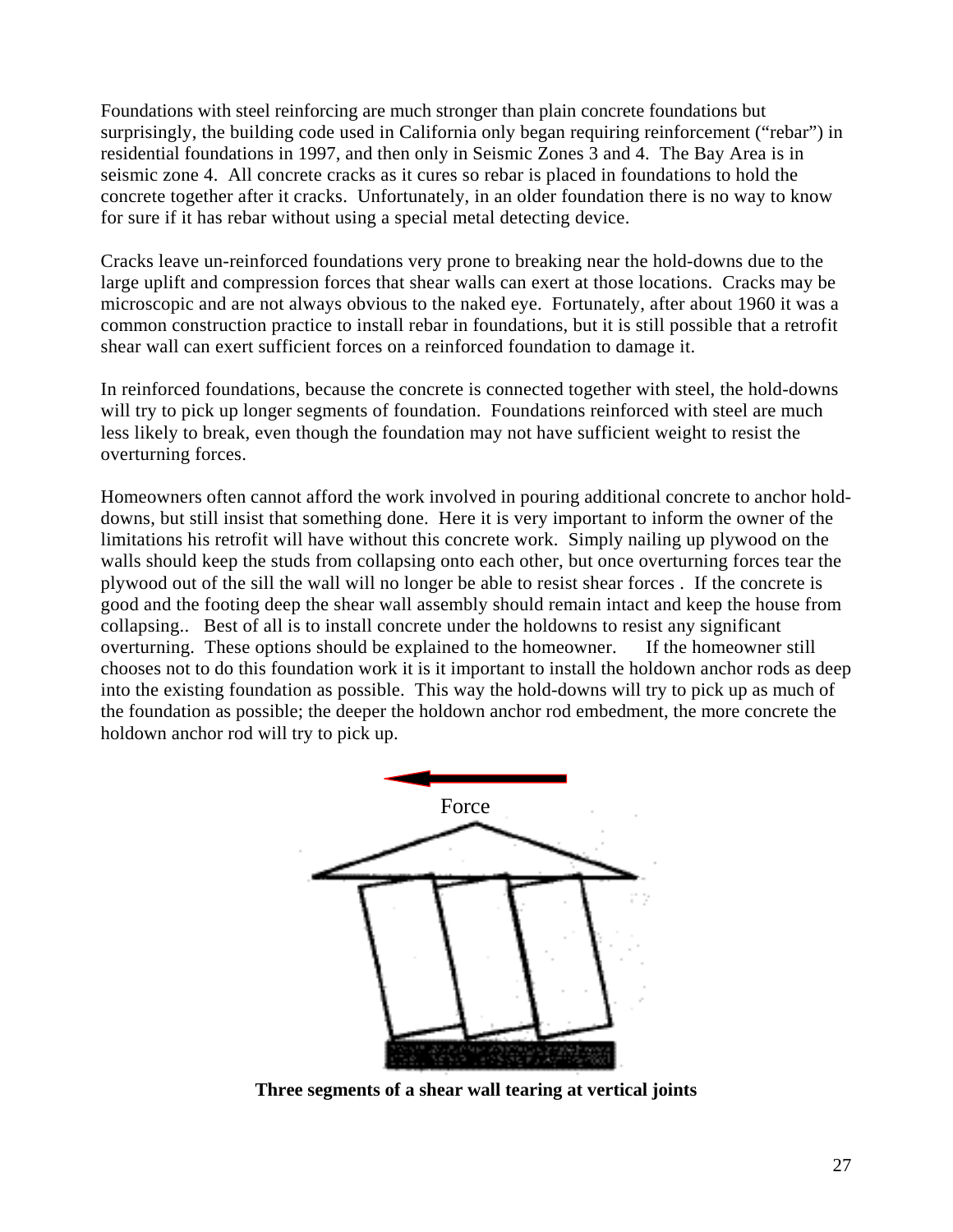Foundations with steel reinforcing are much stronger than plain concrete foundations but surprisingly, the building code used in California only began requiring reinforcement ("rebar") in residential foundations in 1997, and then only in Seismic Zones 3 and 4. The Bay Area is in seismic zone 4. All concrete cracks as it cures so rebar is placed in foundations to hold the concrete together after it cracks. Unfortunately, in an older foundation there is no way to know for sure if it has rebar without using a special metal detecting device.

Cracks leave un-reinforced foundations very prone to breaking near the hold-downs due to the large uplift and compression forces that shear walls can exert at those locations. Cracks may be microscopic and are not always obvious to the naked eye. Fortunately, after about 1960 it was a common construction practice to install rebar in foundations, but it is still possible that a retrofit shear wall can exert sufficient forces on a reinforced foundation to damage it.

In reinforced foundations, because the concrete is connected together with steel, the hold-downs will try to pick up longer segments of foundation. Foundations reinforced with steel are much less likely to break, even though the foundation may not have sufficient weight to resist the overturning forces.

Homeowners often cannot afford the work involved in pouring additional concrete to anchor hold-downs, but still insist that something done. Here it is very important to inform the owner of the limitations his retrofit will have without this concrete work. Simply nailing up plywood on the walls should keep the studs from collapsing onto each other, but once overturning forces tear the plywood out of the sill the wall will no longer be able to resist shear forces . If the concrete is good and the footing deep the shear wall assembly should remain intact and keep the house from collapsing.. Best of all is to install concrete under the holdowns to resist any significant overturning. These options should be explained to the homeowner. If the homeowner still chooses not to do this foundation work it is it important to install the holdown anchor rods as deep into the existing foundation as possible. This way the hold-downs will try to pick up as much of the foundation as possible; the deeper the holdown anchor rod embedment, the more concrete the holdown anchor rod will try to pick up.

Force

**Three segments of a shear wall tearing at vertical joints**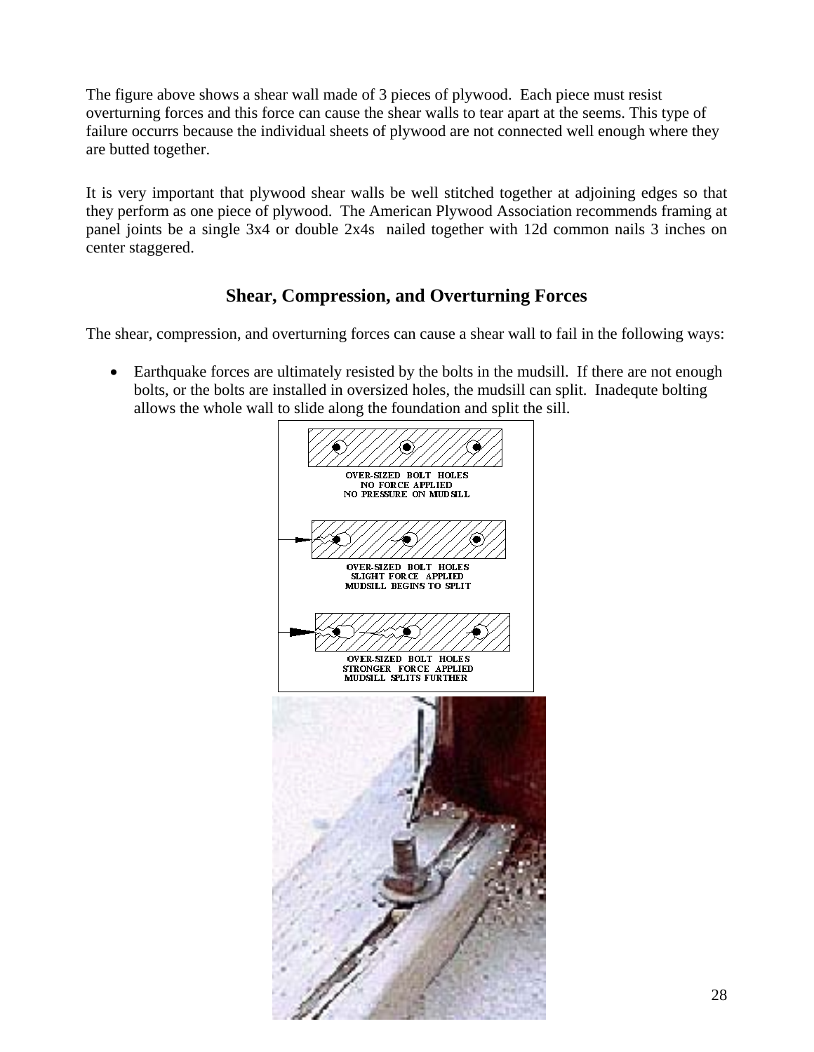The figure above shows a shear wall made of 3 pieces of plywood. Each piece must resist overturning forces and this force can cause the shear walls to tear apart at the seems. This type of failure occurrs because the individual sheets of plywood are not connected well enough where they are butted together.

It is very important that plywood shear walls be well stitched together at adjoining edges so that they perform as one piece of plywood. The American Plywood Association recommends framing at panel joints be a single 3x4 or double 2x4s nailed together with 12d common nails 3 inches on center staggered.

## Shear, Compression, and Overturning Forces

The shear, compression, and overturning forces can cause a shear wall to fail in the following ways:

- Earthquake forces are ultimately resisted by the bolts in the mudsill. If there are not enough bolts, or the bolts are installed in oversized holes, the mudsill can split. Inadequte bolting allows the whole wall to slide along the foundation and split the sill.

OVER-SIZED BOLT HOLES
NO FORCE APPLIED
NO PRESSURE ON MUDSILL

OVER-SIZED BOLT HOLES
SLIGHT FORCE APPLIED
MUDSILL BEGINS TO SPLIT

OVER-SIZED BOLT HOLES
STRONGER FORCE APPLIED
MUDSILL SPLITS FURTHER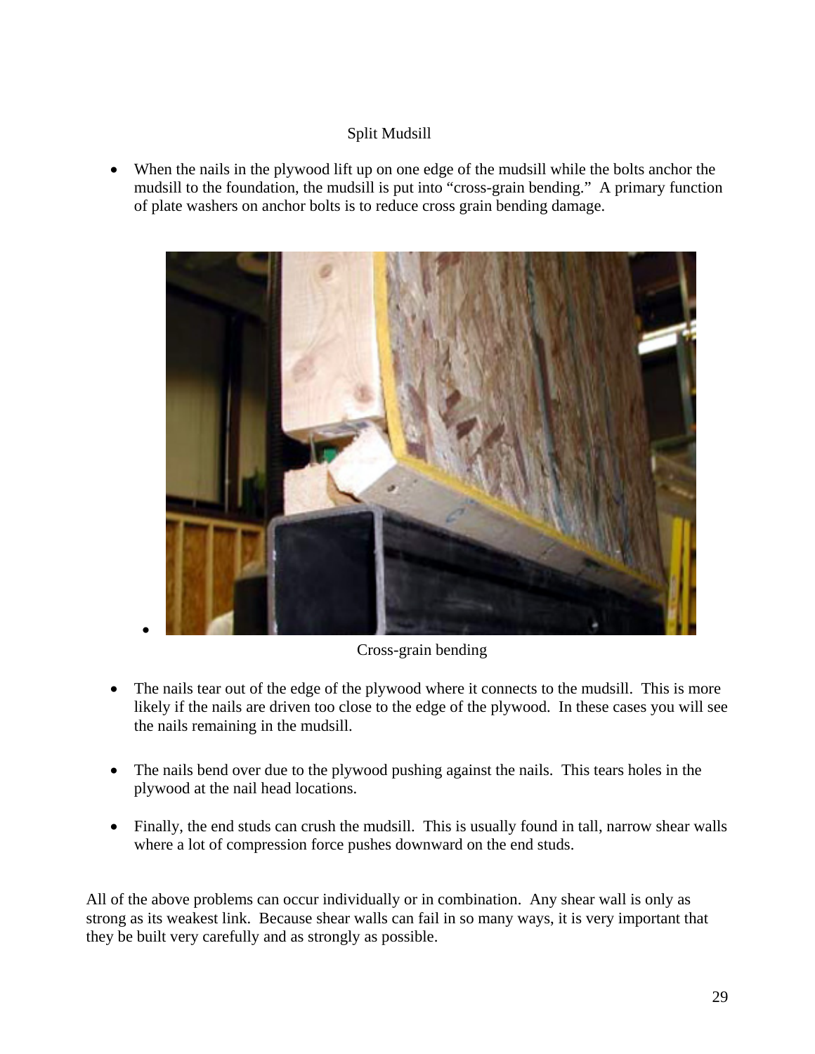Split Mudsill

- When the nails in the plywood lift up on one edge of the mudsill while the bolts anchor the mudsill to the foundation, the mudsill is put into "cross-grain bending." A primary function of plate washers on anchor bolts is to reduce cross grain bending damage.

Cross-grain bending

- The nails tear out of the edge of the plywood where it connects to the mudsill. This is more likely if the nails are driven too close to the edge of the plywood. In these cases you will see the nails remaining in the mudsill.

- The nails bend over due to the plywood pushing against the nails. This tears holes in the plywood at the nail head locations.

- Finally, the end studs can crush the mudsill. This is usually found in tall, narrow shear walls where a lot of compression force pushes downward on the end studs.

All of the above problems can occur individually or in combination. Any shear wall is only as strong as its weakest link. Because shear walls can fail in so many ways, it is very important that they be built very carefully and as strongly as possible.